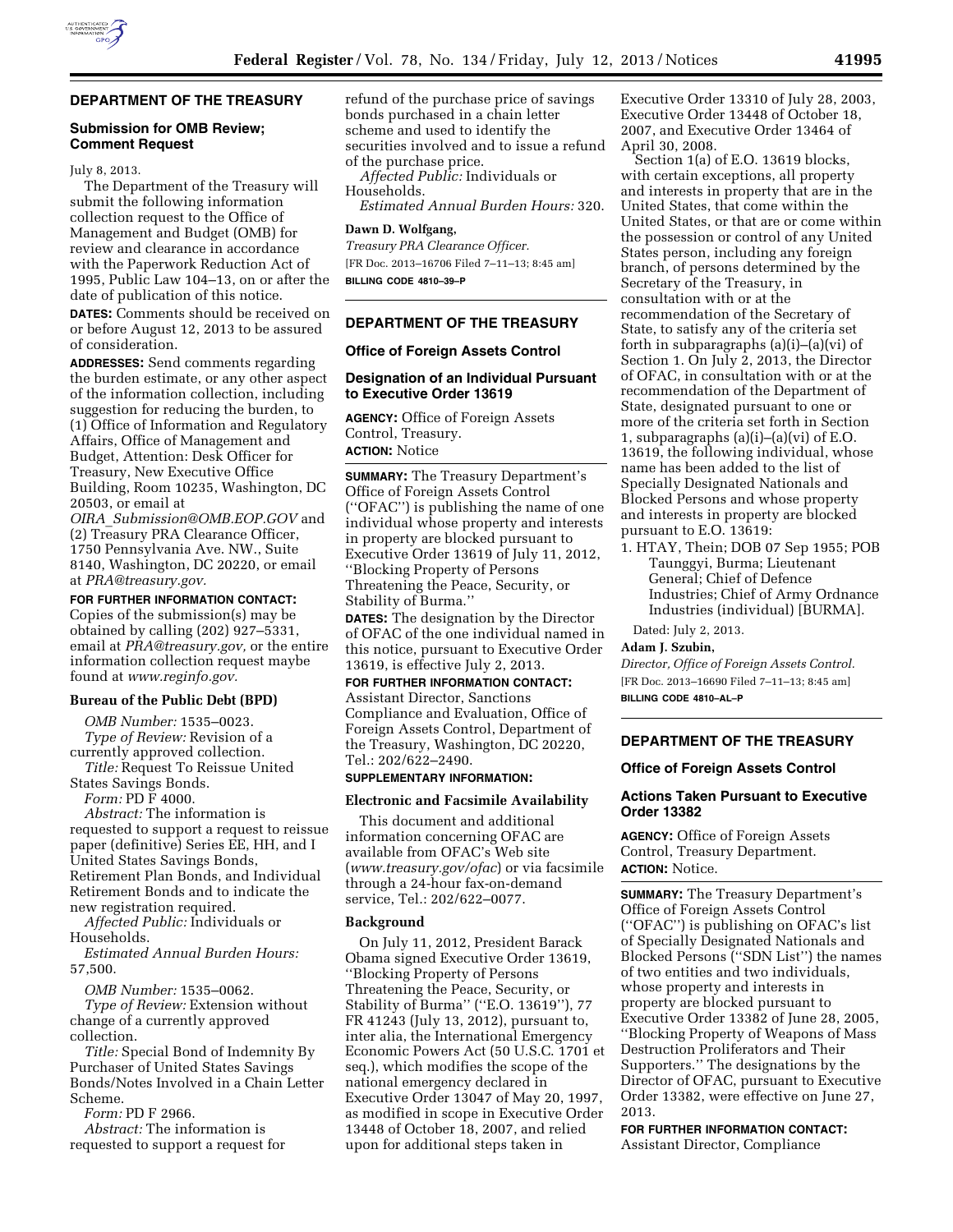## DEPARTMENT OF THE TREASURY

### Submission for OMB Review; Comment Request

July 8, 2013.

The Department of the Treasury will submit the following information collection request to the Office of Management and Budget (OMB) for review and clearance in accordance with the Paperwork Reduction Act of 1995, Public Law 104–13, on or after the date of publication of this notice.

**DATES:** Comments should be received on or before August 12, 2013 to be assured of consideration.

**ADDRESSES:** Send comments regarding the burden estimate, or any other aspect of the information collection, including suggestion for reducing the burden, to (1) Office of Information and Regulatory Affairs, Office of Management and Budget, Attention: Desk Officer for Treasury, New Executive Office Building, Room 10235, Washington, DC 20503, or email at *OIRA_Submission@OMB.EOP.GOV* and (2) Treasury PRA Clearance Officer, 1750 Pennsylvania Ave. NW., Suite 8140, Washington, DC 20220, or email at *PRA@treasury.gov.*

**FOR FURTHER INFORMATION CONTACT:** Copies of the submission(s) may be obtained by calling (202) 927–5331, email at *PRA@treasury.gov,* or the entire information collection request maybe found at *www.reginfo.gov.*

#### Bureau of the Public Debt (BPD)

*OMB Number:* 1535–0023.

*Type of Review:* Revision of a currently approved collection.

*Title:* Request To Reissue United States Savings Bonds.

*Form:* PD F 4000.

*Abstract:* The information is requested to support a request to reissue paper (definitive) Series EE, HH, and I United States Savings Bonds, Retirement Plan Bonds, and Individual Retirement Bonds and to indicate the new registration required.

*Affected Public:* Individuals or Households.

*Estimated Annual Burden Hours:* 57,500.

*OMB Number:* 1535–0062.

*Type of Review:* Extension without change of a currently approved collection.

*Title:* Special Bond of Indemnity By Purchaser of United States Savings Bonds/Notes Involved in a Chain Letter Scheme.

*Form:* PD F 2966.

*Abstract:* The information is requested to support a request for refund of the purchase price of savings bonds purchased in a chain letter scheme and used to identify the securities involved and to issue a refund of the purchase price.

*Affected Public:* Individuals or Households.

*Estimated Annual Burden Hours:* 320.

**Dawn D. Wolfgang,**

*Treasury PRA Clearance Officer.*

[FR Doc. 2013–16706 Filed 7–11–13; 8:45 am]

**BILLING CODE 4810–39–P**

---

## DEPARTMENT OF THE TREASURY

### Office of Foreign Assets Control

### Designation of an Individual Pursuant to Executive Order 13619

**AGENCY:** Office of Foreign Assets Control, Treasury.

**ACTION:** Notice

**SUMMARY:** The Treasury Department's Office of Foreign Assets Control ("OFAC") is publishing the name of one individual whose property and interests in property are blocked pursuant to Executive Order 13619 of July 11, 2012, "Blocking Property of Persons Threatening the Peace, Security, or Stability of Burma."

**DATES:** The designation by the Director of OFAC of the one individual named in this notice, pursuant to Executive Order 13619, is effective July 2, 2013.

**FOR FURTHER INFORMATION CONTACT:** Assistant Director, Sanctions Compliance and Evaluation, Office of Foreign Assets Control, Department of the Treasury, Washington, DC 20220, Tel.: 202/622–2490.

**SUPPLEMENTARY INFORMATION:**

#### Electronic and Facsimile Availability

This document and additional information concerning OFAC are available from OFAC's Web site (*www.treasury.gov/ofac*) or via facsimile through a 24-hour fax-on-demand service, Tel.: 202/622–0077.

#### Background

On July 11, 2012, President Barack Obama signed Executive Order 13619, "Blocking Property of Persons Threatening the Peace, Security, or Stability of Burma" ("E.O. 13619"), 77 FR 41243 (July 13, 2012), pursuant to, inter alia, the International Emergency Economic Powers Act (50 U.S.C. 1701 et seq.), which modifies the scope of the national emergency declared in Executive Order 13047 of May 20, 1997, as modified in scope in Executive Order 13448 of October 18, 2007, and relied upon for additional steps taken in Executive Order 13310 of July 28, 2003, Executive Order 13448 of October 18, 2007, and Executive Order 13464 of April 30, 2008.

Section 1(a) of E.O. 13619 blocks, with certain exceptions, all property and interests in property that are in the United States, that come within the United States, or that are or come within the possession or control of any United States person, including any foreign branch, of persons determined by the Secretary of the Treasury, in consultation with or at the recommendation of the Secretary of State, to satisfy any of the criteria set forth in subparagraphs (a)(i)–(a)(vi) of Section 1. On July 2, 2013, the Director of OFAC, in consultation with or at the recommendation of the Department of State, designated pursuant to one or more of the criteria set forth in Section 1, subparagraphs (a)(i)–(a)(vi) of E.O. 13619, the following individual, whose name has been added to the list of Specially Designated Nationals and Blocked Persons and whose property and interests in property are blocked pursuant to E.O. 13619:

1. HTAY, Thein; DOB 07 Sep 1955; POB Taunggyi, Burma; Lieutenant General; Chief of Defence Industries; Chief of Army Ordnance Industries (individual) [BURMA].

Dated: July 2, 2013.

**Adam J. Szubin,**

*Director, Office of Foreign Assets Control.*

[FR Doc. 2013–16690 Filed 7–11–13; 8:45 am]

**BILLING CODE 4810–AL–P**

---

## DEPARTMENT OF THE TREASURY

### Office of Foreign Assets Control

### Actions Taken Pursuant to Executive Order 13382

**AGENCY:** Office of Foreign Assets Control, Treasury Department.

**ACTION:** Notice.

**SUMMARY:** The Treasury Department's Office of Foreign Assets Control ("OFAC") is publishing on OFAC's list of Specially Designated Nationals and Blocked Persons ("SDN List") the names of two entities and two individuals, whose property and interests in property are blocked pursuant to Executive Order 13382 of June 28, 2005, "Blocking Property of Weapons of Mass Destruction Proliferators and Their Supporters." The designations by the Director of OFAC, pursuant to Executive Order 13382, were effective on June 27, 2013.

**FOR FURTHER INFORMATION CONTACT:** Assistant Director, Compliance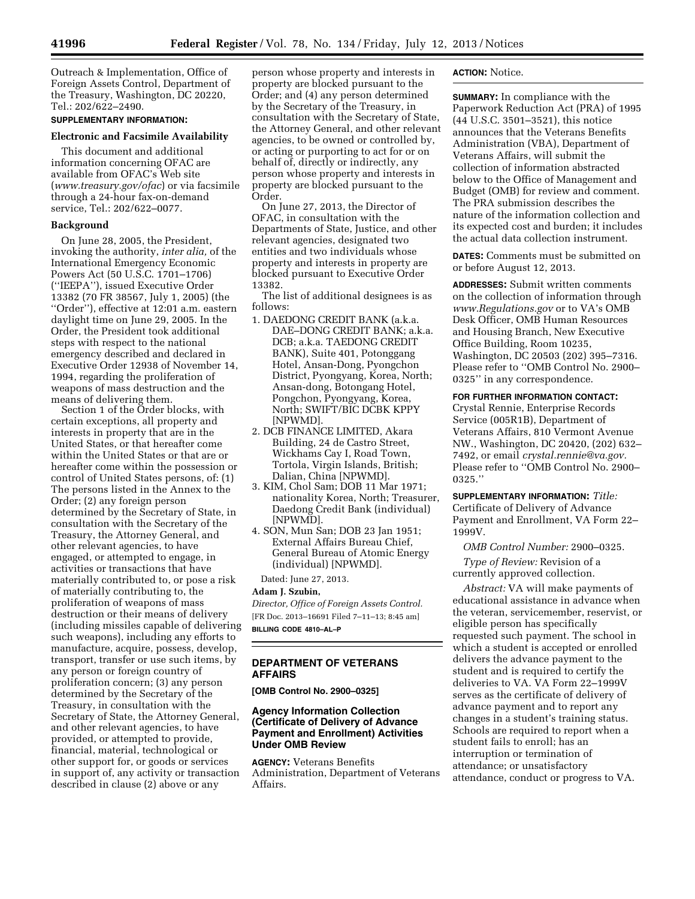Outreach & Implementation, Office of Foreign Assets Control, Department of the Treasury, Washington, DC 20220, Tel.: 202/622–2490.

**SUPPLEMENTARY INFORMATION:**

**Electronic and Facsimile Availability**

This document and additional information concerning OFAC are available from OFAC's Web site (*www.treasury.gov/ofac*) or via facsimile through a 24-hour fax-on-demand service, Tel.: 202/622–0077.

**Background**

On June 28, 2005, the President, invoking the authority, *inter alia,* of the International Emergency Economic Powers Act (50 U.S.C. 1701–1706) (''IEEPA''), issued Executive Order 13382 (70 FR 38567, July 1, 2005) (the ''Order''), effective at 12:01 a.m. eastern daylight time on June 29, 2005. In the Order, the President took additional steps with respect to the national emergency described and declared in Executive Order 12938 of November 14, 1994, regarding the proliferation of weapons of mass destruction and the means of delivering them.

Section 1 of the Order blocks, with certain exceptions, all property and interests in property that are in the United States, or that hereafter come within the United States or that are or hereafter come within the possession or control of United States persons, of: (1) The persons listed in the Annex to the Order; (2) any foreign person determined by the Secretary of State, in consultation with the Secretary of the Treasury, the Attorney General, and other relevant agencies, to have engaged, or attempted to engage, in activities or transactions that have materially contributed to, or pose a risk of materially contributing to, the proliferation of weapons of mass destruction or their means of delivery (including missiles capable of delivering such weapons), including any efforts to manufacture, acquire, possess, develop, transport, transfer or use such items, by any person or foreign country of proliferation concern; (3) any person determined by the Secretary of the Treasury, in consultation with the Secretary of State, the Attorney General, and other relevant agencies, to have provided, or attempted to provide, financial, material, technological or other support for, or goods or services in support of, any activity or transaction described in clause (2) above or any person whose property and interests in property are blocked pursuant to the Order; and (4) any person determined by the Secretary of the Treasury, in consultation with the Secretary of State, the Attorney General, and other relevant agencies, to be owned or controlled by, or acting or purporting to act for or on behalf of, directly or indirectly, any person whose property and interests in property are blocked pursuant to the Order.

On June 27, 2013, the Director of OFAC, in consultation with the Departments of State, Justice, and other relevant agencies, designated two entities and two individuals whose property and interests in property are blocked pursuant to Executive Order 13382.

The list of additional designees is as follows:

1. DAEDONG CREDIT BANK (a.k.a. DAE–DONG CREDIT BANK; a.k.a. DCB; a.k.a. TAEDONG CREDIT BANK), Suite 401, Potonggang Hotel, Ansan-Dong, Pyongchon District, Pyongyang, Korea, North; Ansan-dong, Botongang Hotel, Pongchon, Pyongyang, Korea, North; SWIFT/BIC DCBK KPPY [NPWMD].
2. DCB FINANCE LIMITED, Akara Building, 24 de Castro Street, Wickhams Cay I, Road Town, Tortola, Virgin Islands, British; Dalian, China [NPWMD].
3. KIM, Chol Sam; DOB 11 Mar 1971; nationality Korea, North; Treasurer, Daedong Credit Bank (individual) [NPWMD].
4. SON, Mun San; DOB 23 Jan 1951; External Affairs Bureau Chief, General Bureau of Atomic Energy (individual) [NPWMD].

Dated: June 27, 2013.

**Adam J. Szubin,**

*Director, Office of Foreign Assets Control.*

[FR Doc. 2013–16691 Filed 7–11–13; 8:45 am]

**BILLING CODE 4810–AL–P**

## DEPARTMENT OF VETERANS AFFAIRS

**[OMB Control No. 2900–0325]**

### Agency Information Collection (Certificate of Delivery of Advance Payment and Enrollment) Activities Under OMB Review

**AGENCY:** Veterans Benefits Administration, Department of Veterans Affairs.

**ACTION:** Notice.

**SUMMARY:** In compliance with the Paperwork Reduction Act (PRA) of 1995 (44 U.S.C. 3501–3521), this notice announces that the Veterans Benefits Administration (VBA), Department of Veterans Affairs, will submit the collection of information abstracted below to the Office of Management and Budget (OMB) for review and comment. The PRA submission describes the nature of the information collection and its expected cost and burden; it includes the actual data collection instrument.

**DATES:** Comments must be submitted on or before August 12, 2013.

**ADDRESSES:** Submit written comments on the collection of information through *www.Regulations.gov* or to VA's OMB Desk Officer, OMB Human Resources and Housing Branch, New Executive Office Building, Room 10235, Washington, DC 20503 (202) 395–7316. Please refer to ''OMB Control No. 2900–0325'' in any correspondence.

**FOR FURTHER INFORMATION CONTACT:** Crystal Rennie, Enterprise Records Service (005R1B), Department of Veterans Affairs, 810 Vermont Avenue NW., Washington, DC 20420, (202) 632–7492, or email *crystal.rennie@va.gov.* Please refer to ''OMB Control No. 2900–0325.''

**SUPPLEMENTARY INFORMATION:** *Title:* Certificate of Delivery of Advance Payment and Enrollment, VA Form 22–1999V.

*OMB Control Number:* 2900–0325.

*Type of Review:* Revision of a currently approved collection.

*Abstract:* VA will make payments of educational assistance in advance when the veteran, servicemember, reservist, or eligible person has specifically requested such payment. The school in which a student is accepted or enrolled delivers the advance payment to the student and is required to certify the deliveries to VA. VA Form 22–1999V serves as the certificate of delivery of advance payment and to report any changes in a student's training status. Schools are required to report when a student fails to enroll; has an interruption or termination of attendance; or unsatisfactory attendance, conduct or progress to VA.